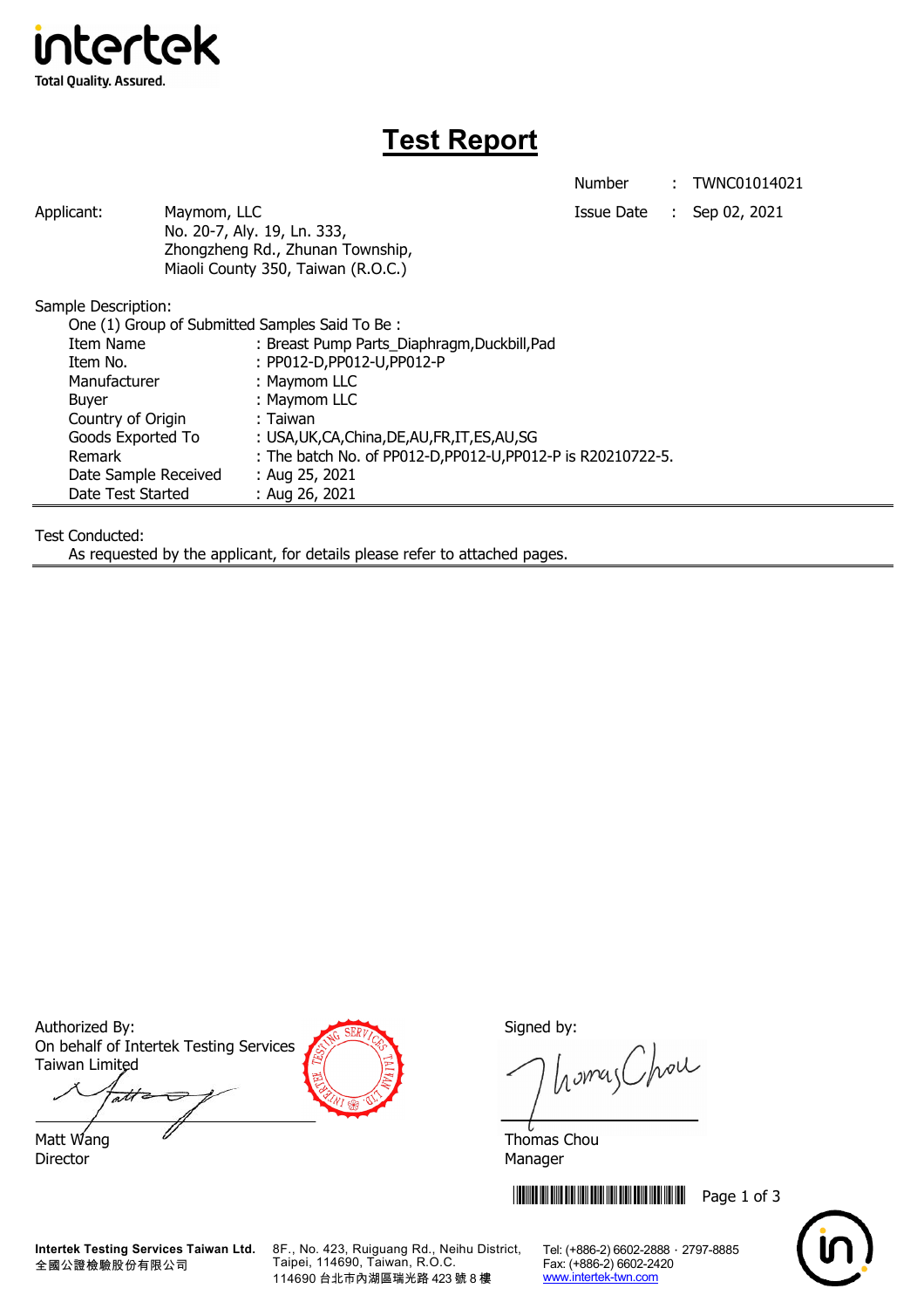intertek
Total Quality. Assured.

# Test Report

| | | |
|---|---|---|
| Number | : | TWNC01014021 |
| Issue Date | : | Sep 02, 2021 |

Applicant: Maymom, LLC
No. 20-7, Aly. 19, Ln. 333,
Zhongzheng Rd., Zhunan Township,
Miaoli County 350, Taiwan (R.O.C.)

Sample Description:

One (1) Group of Submitted Samples Said To Be :

| | |
|---|---|
| Item Name | : Breast Pump Parts_Diaphragm,Duckbill,Pad |
| Item No. | : PP012-D,PP012-U,PP012-P |
| Manufacturer | : Maymom LLC |
| Buyer | : Maymom LLC |
| Country of Origin | : Taiwan |
| Goods Exported To | : USA,UK,CA,China,DE,AU,FR,IT,ES,AU,SG |
| Remark | : The batch No. of PP012-D,PP012-U,PP012-P is R20210722-5. |
| Date Sample Received | : Aug 25, 2021 |
| Date Test Started | : Aug 26, 2021 |

Test Conducted:

As requested by the applicant, for details please refer to attached pages.

Authorized By:
On behalf of Intertek Testing Services Taiwan Limited

Matt Wang
Director

Signed by:

Thomas Chou
Manager

Intertek Testing Services Taiwan Ltd.
全國公證檢驗股份有限公司
8F., No. 423, Ruiguang Rd., Neihu District, Taipei, 114690, Taiwan, R.O.C.
114690 台北市內湖區瑞光路 423 號 8 樓
Tel: (+886-2) 6602-2888 · 2797-8885
Fax: (+886-2) 6602-2420
www.intertek-twn.com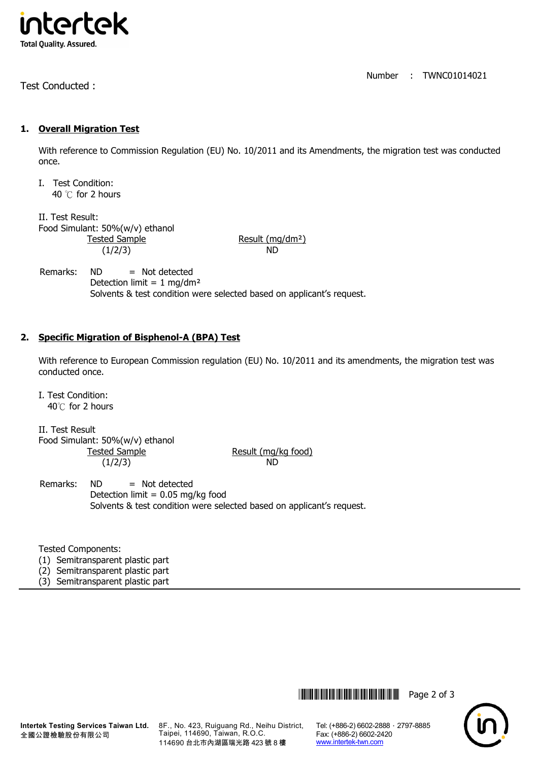Number : TWNC01014021

Test Conducted :

## 1. Overall Migration Test

With reference to Commission Regulation (EU) No. 10/2011 and its Amendments, the migration test was conducted once.

I. Test Condition:
40 ℃ for 2 hours

II. Test Result:
Food Simulant: 50%(w/v) ethanol

| Tested Sample | Result (mg/dm²) |
|---|---|
| (1/2/3) | ND |

Remarks: ND = Not detected
Detection limit = 1 mg/dm²
Solvents & test condition were selected based on applicant's request.

## 2. Specific Migration of Bisphenol-A (BPA) Test

With reference to European Commission regulation (EU) No. 10/2011 and its amendments, the migration test was conducted once.

I. Test Condition:
40℃ for 2 hours

II. Test Result
Food Simulant: 50%(w/v) ethanol

| Tested Sample | Result (mg/kg food) |
|---|---|
| (1/2/3) | ND |

Remarks: ND = Not detected
Detection limit = 0.05 mg/kg food
Solvents & test condition were selected based on applicant's request.

Tested Components:
(1) Semitransparent plastic part
(2) Semitransparent plastic part
(3) Semitransparent plastic part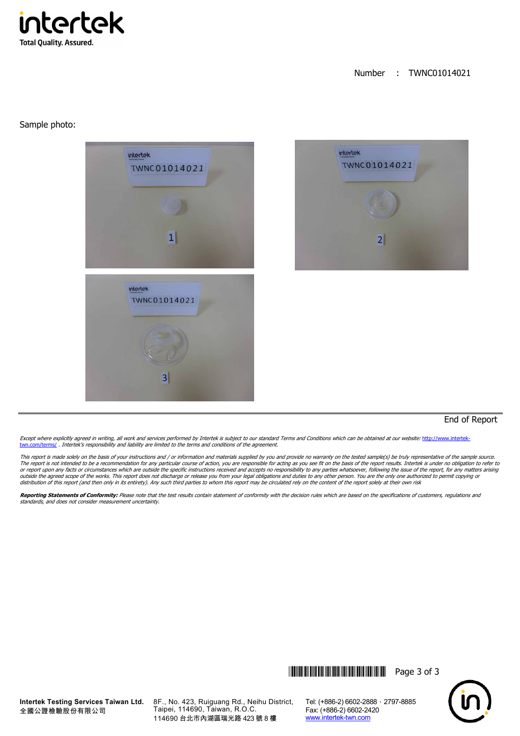Number : TWNC01014021

Sample photo:

End of Report

*Except where explicitly agreed in writing, all work and services performed by Intertek is subject to our standard Terms and Conditions which can be obtained at our website: http://www.intertek-twn.com/terms/ . Intertek's responsibility and liability are limited to the terms and conditions of the agreement.*

*This report is made solely on the basis of your instructions and / or information and materials supplied by you and provide no warranty on the tested sample(s) be truly representative of the sample source. The report is not intended to be a recommendation for any particular course of action, you are responsible for acting as you see fit on the basis of the report results. Intertek is under no obligation to refer to or report upon any facts or circumstances which are outside the specific instructions received and accepts no responsibility to any parties whatsoever, following the issue of the report, for any matters arising outside the agreed scope of the works. This report does not discharge or release you from your legal obligations and duties to any other person. You are the only one authorized to permit copying or distribution of this report (and then only in its entirety). Any such third parties to whom this report may be circulated rely on the content of the report solely at their own risk*

***Reporting Statements of Conformity:*** *Please note that the test results contain statement of conformity with the decision rules which are based on the specifications of customers, regulations and standards, and does not consider measurement uncertainty.*

**Intertek Testing Services Taiwan Ltd.**
全國公證檢驗股份有限公司

8F., No. 423, Ruiguang Rd., Neihu District, Taipei, 114690, Taiwan, R.O.C.
114690 台北市內湖區瑞光路 423 號 8 樓

Tel: (+886-2) 6602-2888 · 2797-8885
Fax: (+886-2) 6602-2420
www.intertek-twn.com